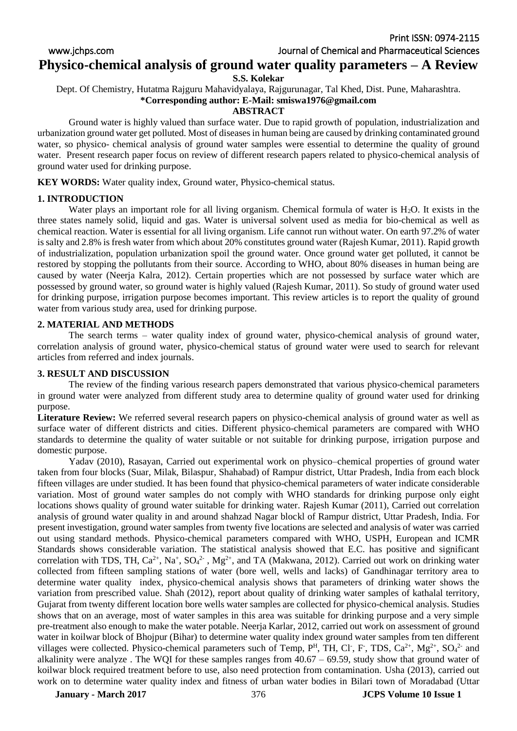# Physico-chemical analysis of ground water quality parameters – A Review

**S.S. Kolekar**

Dept. Of Chemistry, Hutatma Rajguru Mahavidyalaya, Rajgurunagar, Tal Khed, Dist. Pune, Maharashtra.

**\*Corresponding author: E-Mail: smiswa1976@gmail.com**

## ABSTRACT

Ground water is highly valued than surface water. Due to rapid growth of population, industrialization and urbanization ground water get polluted. Most of diseases in human being are caused by drinking contaminated ground water, so physico- chemical analysis of ground water samples were essential to determine the quality of ground water. Present research paper focus on review of different research papers related to physico-chemical analysis of ground water used for drinking purpose.

**KEY WORDS:** Water quality index, Ground water, Physico-chemical status.

## 1. INTRODUCTION

Water plays an important role for all living organism. Chemical formula of water is $H_2O$. It exists in the three states namely solid, liquid and gas. Water is universal solvent used as media for bio-chemical as well as chemical reaction. Water is essential for all living organism. Life cannot run without water. On earth 97.2% of water is salty and 2.8% is fresh water from which about 20% constitutes ground water (Rajesh Kumar, 2011). Rapid growth of industrialization, population urbanization spoil the ground water. Once ground water get polluted, it cannot be restored by stopping the pollutants from their source. According to WHO, about 80% diseases in human being are caused by water (Neerja Kalra, 2012). Certain properties which are not possessed by surface water which are possessed by ground water, so ground water is highly valued (Rajesh Kumar, 2011). So study of ground water used for drinking purpose, irrigation purpose becomes important. This review articles is to report the quality of ground water from various study area, used for drinking purpose.

## 2. MATERIAL AND METHODS

The search terms – water quality index of ground water, physico-chemical analysis of ground water, correlation analysis of ground water, physico-chemical status of ground water were used to search for relevant articles from referred and index journals.

## 3. RESULT AND DISCUSSION

The review of the finding various research papers demonstrated that various physico-chemical parameters in ground water were analyzed from different study area to determine quality of ground water used for drinking purpose.

**Literature Review:** We referred several research papers on physico-chemical analysis of ground water as well as surface water of different districts and cities. Different physico-chemical parameters are compared with WHO standards to determine the quality of water suitable or not suitable for drinking purpose, irrigation purpose and domestic purpose.

Yadav (2010), Rasayan, Carried out experimental work on physico–chemical properties of ground water taken from four blocks (Suar, Milak, Bilaspur, Shahabad) of Rampur district, Uttar Pradesh, India from each block fifteen villages are under studied. It has been found that physico-chemical parameters of water indicate considerable variation. Most of ground water samples do not comply with WHO standards for drinking purpose only eight locations shows quality of ground water suitable for drinking water. Rajesh Kumar (2011), Carried out correlation analysis of ground water quality in and around shahzad Nagar blockl of Rampur district, Uttar Pradesh, India. For present investigation, ground water samples from twenty five locations are selected and analysis of water was carried out using standard methods. Physico-chemical parameters compared with WHO, USPH, European and ICMR Standards shows considerable variation. The statistical analysis showed that E.C. has positive and significant correlation with TDS, TH, $Ca^{2+}$, $Na^{+}$, $SO_4^{2-}$ , $Mg^{2+}$, and TA (Makwana, 2012). Carried out work on drinking water collected from fifteen sampling stations of water (bore well, wells and lacks) of Gandhinagar territory area to determine water quality index, physico-chemical analysis shows that parameters of drinking water shows the variation from prescribed value. Shah (2012), report about quality of drinking water samples of kathalal territory, Gujarat from twenty different location bore wells water samples are collected for physico-chemical analysis. Studies shows that on an average, most of water samples in this area was suitable for drinking purpose and a very simple pre-treatment also enough to make the water potable. Neerja Karlar, 2012, carried out work on assessment of ground water in koilwar block of Bhojpur (Bihar) to determine water quality index ground water samples from ten different villages were collected. Physico-chemical parameters such of Temp, $P^{H}$, TH, $Cl^{-}$, $F^{-}$, TDS, $Ca^{2+}$, $Mg^{2+}$, $SO_4^{2-}$ and alkalinity were analyze . The WQI for these samples ranges from 40.67 – 69.59, study show that ground water of koilwar block required treatment before to use, also need protection from contamination. Usha (2013), carried out work on to determine water quality index and fitness of urban water bodies in Bilari town of Moradabad (Uttar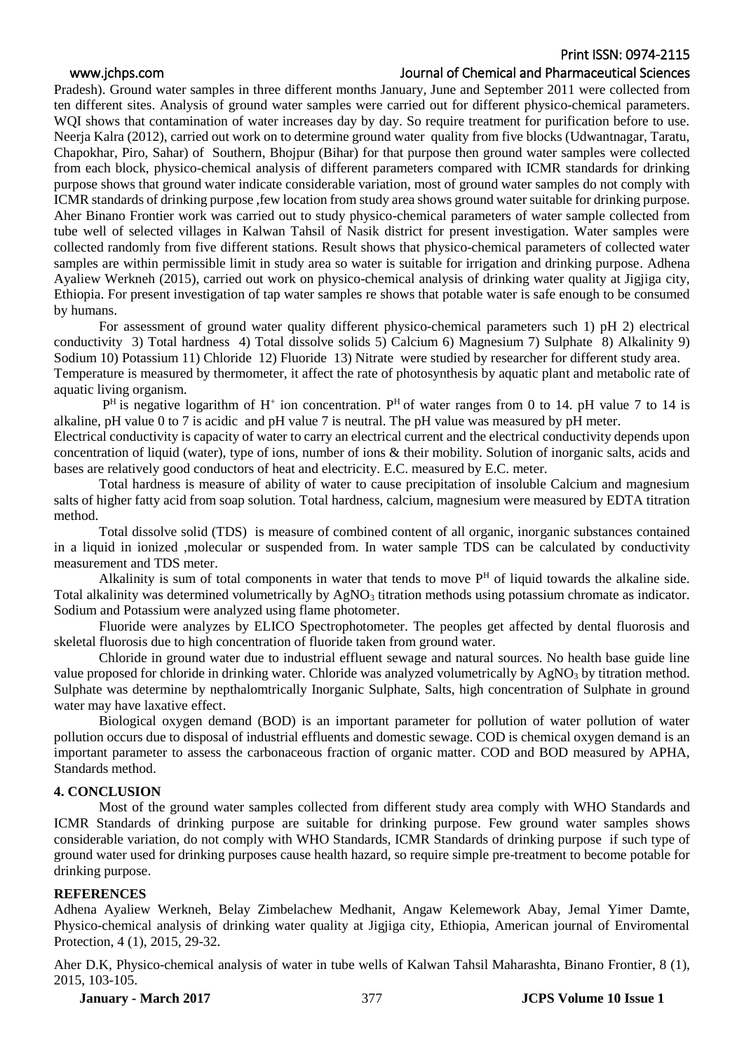Pradesh). Ground water samples in three different months January, June and September 2011 were collected from ten different sites. Analysis of ground water samples were carried out for different physico-chemical parameters. WQI shows that contamination of water increases day by day. So require treatment for purification before to use. Neerja Kalra (2012), carried out work on to determine ground water quality from five blocks (Udwantnagar, Taratu, Chapokhar, Piro, Sahar) of Southern, Bhojpur (Bihar) for that purpose then ground water samples were collected from each block, physico-chemical analysis of different parameters compared with ICMR standards for drinking purpose shows that ground water indicate considerable variation, most of ground water samples do not comply with ICMR standards of drinking purpose ,few location from study area shows ground water suitable for drinking purpose. Aher Binano Frontier work was carried out to study physico-chemical parameters of water sample collected from tube well of selected villages in Kalwan Tahsil of Nasik district for present investigation. Water samples were collected randomly from five different stations. Result shows that physico-chemical parameters of collected water samples are within permissible limit in study area so water is suitable for irrigation and drinking purpose. Adhena Ayaliew Werkneh (2015), carried out work on physico-chemical analysis of drinking water quality at Jigjiga city, Ethiopia. For present investigation of tap water samples re shows that potable water is safe enough to be consumed by humans.

For assessment of ground water quality different physico-chemical parameters such 1) pH 2) electrical conductivity 3) Total hardness 4) Total dissolve solids 5) Calcium 6) Magnesium 7) Sulphate 8) Alkalinity 9) Sodium 10) Potassium 11) Chloride 12) Fluoride 13) Nitrate were studied by researcher for different study area.
Temperature is measured by thermometer, it affect the rate of photosynthesis by aquatic plant and metabolic rate of aquatic living organism.

$P^H$ is negative logarithm of $H^+$ ion concentration. $P^H$ of water ranges from 0 to 14. pH value 7 to 14 is alkaline, pH value 0 to 7 is acidic and pH value 7 is neutral. The pH value was measured by pH meter.
Electrical conductivity is capacity of water to carry an electrical current and the electrical conductivity depends upon concentration of liquid (water), type of ions, number of ions & their mobility. Solution of inorganic salts, acids and bases are relatively good conductors of heat and electricity. E.C. measured by E.C. meter.

Total hardness is measure of ability of water to cause precipitation of insoluble Calcium and magnesium salts of higher fatty acid from soap solution. Total hardness, calcium, magnesium were measured by EDTA titration method.

Total dissolve solid (TDS) is measure of combined content of all organic, inorganic substances contained in a liquid in ionized ,molecular or suspended from. In water sample TDS can be calculated by conductivity measurement and TDS meter.

Alkalinity is sum of total components in water that tends to move $P^H$ of liquid towards the alkaline side. Total alkalinity was determined volumetrically by $AgNO_3$ titration methods using potassium chromate as indicator. Sodium and Potassium were analyzed using flame photometer.

Fluoride were analyzes by ELICO Spectrophotometer. The peoples get affected by dental fluorosis and skeletal fluorosis due to high concentration of fluoride taken from ground water.

Chloride in ground water due to industrial effluent sewage and natural sources. No health base guide line value proposed for chloride in drinking water. Chloride was analyzed volumetrically by $AgNO_3$ by titration method. Sulphate was determine by nepthalomtrically Inorganic Sulphate, Salts, high concentration of Sulphate in ground water may have laxative effect.

Biological oxygen demand (BOD) is an important parameter for pollution of water pollution of water pollution occurs due to disposal of industrial effluents and domestic sewage. COD is chemical oxygen demand is an important parameter to assess the carbonaceous fraction of organic matter. COD and BOD measured by APHA, Standards method.

## 4. CONCLUSION

Most of the ground water samples collected from different study area comply with WHO Standards and ICMR Standards of drinking purpose are suitable for drinking purpose. Few ground water samples shows considerable variation, do not comply with WHO Standards, ICMR Standards of drinking purpose if such type of ground water used for drinking purposes cause health hazard, so require simple pre-treatment to become potable for drinking purpose.

## REFERENCES

Adhena Ayaliew Werkneh, Belay Zimbelachew Medhanit, Angaw Kelemework Abay, Jemal Yimer Damte, Physico-chemical analysis of drinking water quality at Jigjiga city, Ethiopia, American journal of Enviromental Protection, 4 (1), 2015, 29-32.

Aher D.K, Physico-chemical analysis of water in tube wells of Kalwan Tahsil Maharashta, Binano Frontier, 8 (1), 2015, 103-105.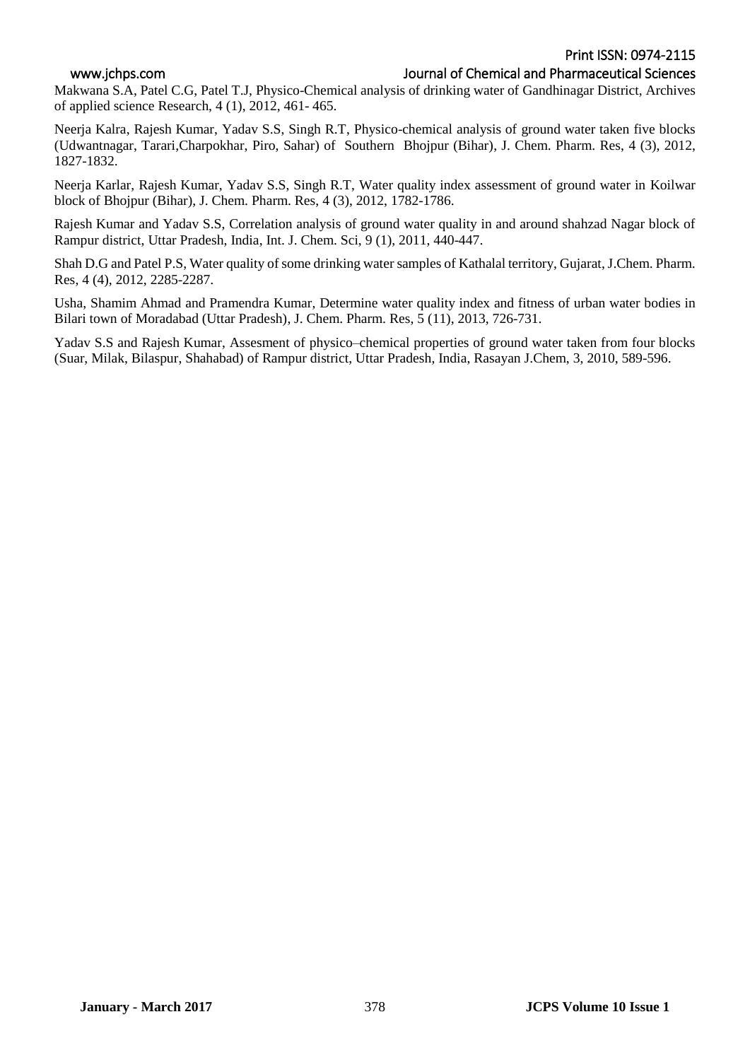Makwana S.A, Patel C.G, Patel T.J, Physico-Chemical analysis of drinking water of Gandhinagar District, Archives of applied science Research, 4 (1), 2012, 461- 465.

Neerja Kalra, Rajesh Kumar, Yadav S.S, Singh R.T, Physico-chemical analysis of ground water taken five blocks (Udwantnagar, Tarari,Charpokhar, Piro, Sahar) of Southern Bhojpur (Bihar), J. Chem. Pharm. Res, 4 (3), 2012, 1827-1832.

Neerja Karlar, Rajesh Kumar, Yadav S.S, Singh R.T, Water quality index assessment of ground water in Koilwar block of Bhojpur (Bihar), J. Chem. Pharm. Res, 4 (3), 2012, 1782-1786.

Rajesh Kumar and Yadav S.S, Correlation analysis of ground water quality in and around shahzad Nagar block of Rampur district, Uttar Pradesh, India, Int. J. Chem. Sci, 9 (1), 2011, 440-447.

Shah D.G and Patel P.S, Water quality of some drinking water samples of Kathalal territory, Gujarat, J.Chem. Pharm. Res, 4 (4), 2012, 2285-2287.

Usha, Shamim Ahmad and Pramendra Kumar, Determine water quality index and fitness of urban water bodies in Bilari town of Moradabad (Uttar Pradesh), J. Chem. Pharm. Res, 5 (11), 2013, 726-731.

Yadav S.S and Rajesh Kumar, Assesment of physico–chemical properties of ground water taken from four blocks (Suar, Milak, Bilaspur, Shahabad) of Rampur district, Uttar Pradesh, India, Rasayan J.Chem, 3, 2010, 589-596.